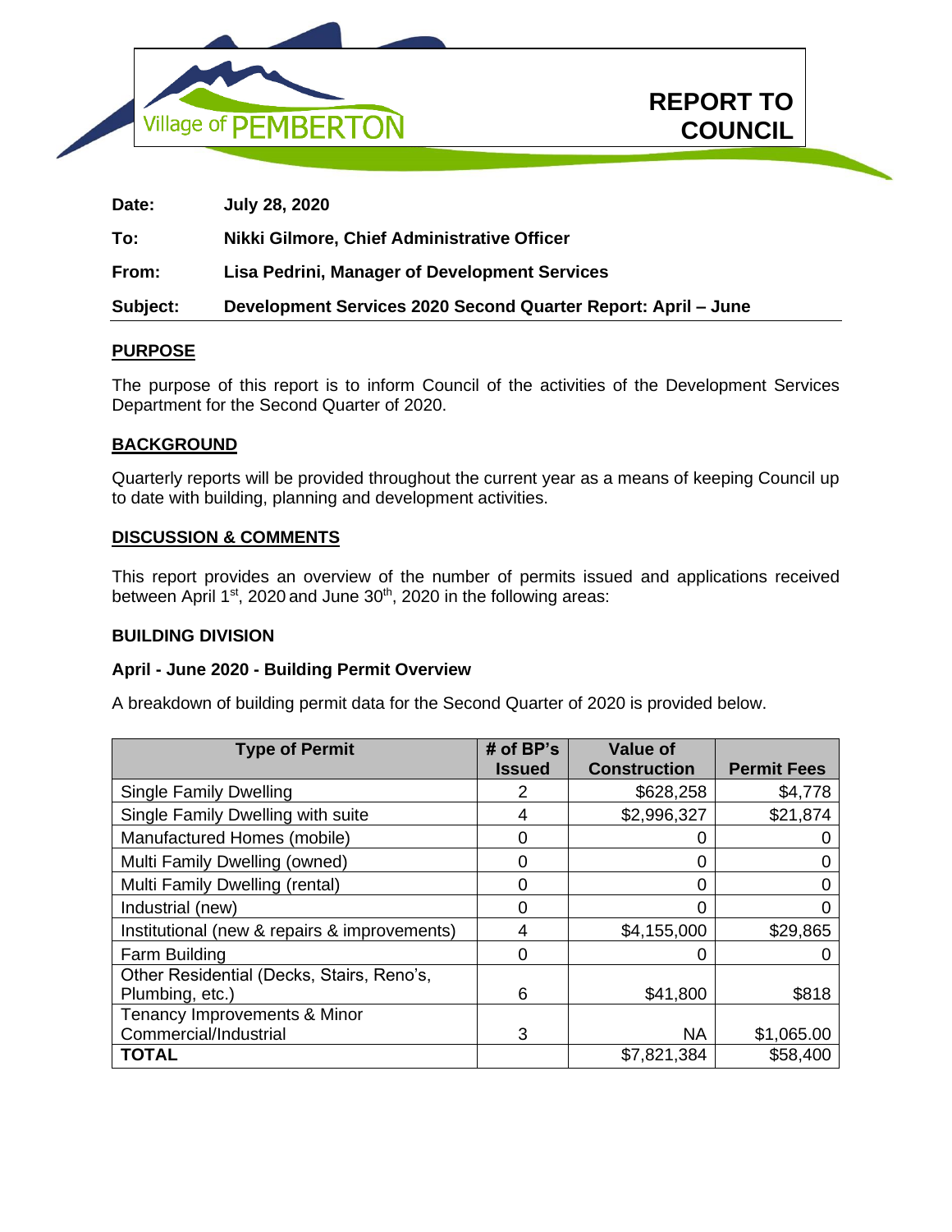Village of PEMBERTON

# REPORT TO COUNCIL

**Date:** July 28, 2020

**To:** Nikki Gilmore, Chief Administrative Officer

**From:** Lisa Pedrini, Manager of Development Services

**Subject:** Development Services 2020 Second Quarter Report: April – June

## PURPOSE

The purpose of this report is to inform Council of the activities of the Development Services Department for the Second Quarter of 2020.

## BACKGROUND

Quarterly reports will be provided throughout the current year as a means of keeping Council up to date with building, planning and development activities.

## DISCUSSION & COMMENTS

This report provides an overview of the number of permits issued and applications received between April 1st, 2020 and June 30th, 2020 in the following areas:

### BUILDING DIVISION

#### April - June 2020 - Building Permit Overview

A breakdown of building permit data for the Second Quarter of 2020 is provided below.

| Type of Permit | # of BP's Issued | Value of Construction | Permit Fees |
|---|---|---|---|
| Single Family Dwelling | 2 | $628,258 | $4,778 |
| Single Family Dwelling with suite | 4 | $2,996,327 | $21,874 |
| Manufactured Homes (mobile) | 0 | 0 | 0 |
| Multi Family Dwelling (owned) | 0 | 0 | 0 |
| Multi Family Dwelling (rental) | 0 | 0 | 0 |
| Industrial (new) | 0 | 0 | 0 |
| Institutional (new & repairs & improvements) | 4 | $4,155,000 | $29,865 |
| Farm Building | 0 | 0 | 0 |
| Other Residential (Decks, Stairs, Reno's, Plumbing, etc.) | 6 | $41,800 | $818 |
| Tenancy Improvements & Minor Commercial/Industrial | 3 | NA | $1,065.00 |
| **TOTAL** | | $7,821,384 | $58,400 |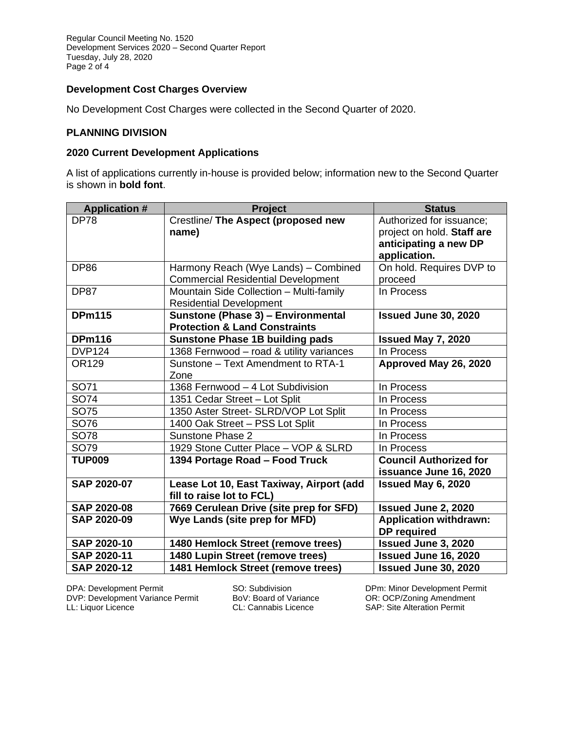### Development Cost Charges Overview

No Development Cost Charges were collected in the Second Quarter of 2020.

### PLANNING DIVISION

### 2020 Current Development Applications

A list of applications currently in-house is provided below; information new to the Second Quarter is shown in **bold font**.

| Application # | Project | Status |
|---|---|---|
| DP78 | Crestline/ **The Aspect (proposed new name)** | Authorized for issuance; project on hold. **Staff are anticipating a new DP application.** |
| DP86 | Harmony Reach (Wye Lands) – Combined Commercial Residential Development | On hold. Requires DVP to proceed |
| DP87 | Mountain Side Collection – Multi-family Residential Development | In Process |
| **DPm115** | **Sunstone (Phase 3) – Environmental Protection & Land Constraints** | **Issued June 30, 2020** |
| **DPm116** | **Sunstone Phase 1B building pads** | **Issued May 7, 2020** |
| DVP124 | 1368 Fernwood – road & utility variances | In Process |
| OR129 | Sunstone – Text Amendment to RTA-1 Zone | **Approved May 26, 2020** |
| SO71 | 1368 Fernwood – 4 Lot Subdivision | In Process |
| SO74 | 1351 Cedar Street – Lot Split | In Process |
| SO75 | 1350 Aster Street- SLRD/VOP Lot Split | In Process |
| SO76 | 1400 Oak Street – PSS Lot Split | In Process |
| SO78 | Sunstone Phase 2 | In Process |
| SO79 | 1929 Stone Cutter Place – VOP & SLRD | In Process |
| **TUP009** | **1394 Portage Road – Food Truck** | **Council Authorized for issuance June 16, 2020** |
| **SAP 2020-07** | **Lease Lot 10, East Taxiway, Airport (add fill to raise lot to FCL)** | **Issued May 6, 2020** |
| **SAP 2020-08** | **7669 Cerulean Drive (site prep for SFD)** | **Issued June 2, 2020** |
| **SAP 2020-09** | **Wye Lands (site prep for MFD)** | **Application withdrawn: DP required** |
| **SAP 2020-10** | **1480 Hemlock Street (remove trees)** | **Issued June 3, 2020** |
| **SAP 2020-11** | **1480 Lupin Street (remove trees)** | **Issued June 16, 2020** |
| **SAP 2020-12** | **1481 Hemlock Street (remove trees)** | **Issued June 30, 2020** |

DPA: Development Permit
DVP: Development Variance Permit
LL: Liquor Licence
SO: Subdivision
BoV: Board of Variance
CL: Cannabis Licence
DPm: Minor Development Permit
OR: OCP/Zoning Amendment
SAP: Site Alteration Permit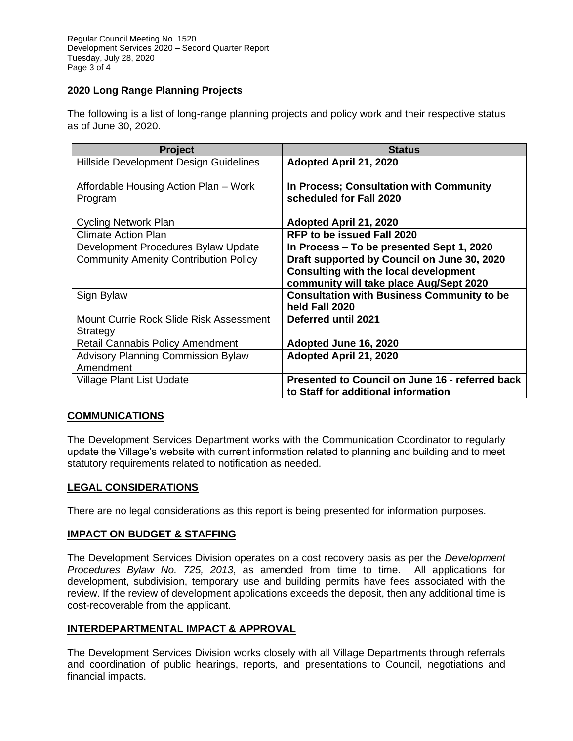### 2020 Long Range Planning Projects

The following is a list of long-range planning projects and policy work and their respective status as of June 30, 2020.

| Project | Status |
| --- | --- |
| Hillside Development Design Guidelines | **Adopted April 21, 2020** |
| Affordable Housing Action Plan – Work Program | **In Process; Consultation with Community scheduled for Fall 2020** |
| Cycling Network Plan | **Adopted April 21, 2020** |
| Climate Action Plan | **RFP to be issued Fall 2020** |
| Development Procedures Bylaw Update | **In Process – To be presented Sept 1, 2020** |
| Community Amenity Contribution Policy | **Draft supported by Council on June 30, 2020 Consulting with the local development community will take place Aug/Sept 2020** |
| Sign Bylaw | **Consultation with Business Community to be held Fall 2020** |
| Mount Currie Rock Slide Risk Assessment Strategy | **Deferred until 2021** |
| Retail Cannabis Policy Amendment | **Adopted June 16, 2020** |
| Advisory Planning Commission Bylaw Amendment | **Adopted April 21, 2020** |
| Village Plant List Update | **Presented to Council on June 16 - referred back to Staff for additional information** |

## COMMUNICATIONS

The Development Services Department works with the Communication Coordinator to regularly update the Village's website with current information related to planning and building and to meet statutory requirements related to notification as needed.

## LEGAL CONSIDERATIONS

There are no legal considerations as this report is being presented for information purposes.

## IMPACT ON BUDGET & STAFFING

The Development Services Division operates on a cost recovery basis as per the *Development Procedures Bylaw No. 725, 2013*, as amended from time to time. All applications for development, subdivision, temporary use and building permits have fees associated with the review. If the review of development applications exceeds the deposit, then any additional time is cost-recoverable from the applicant.

## INTERDEPARTMENTAL IMPACT & APPROVAL

The Development Services Division works closely with all Village Departments through referrals and coordination of public hearings, reports, and presentations to Council, negotiations and financial impacts.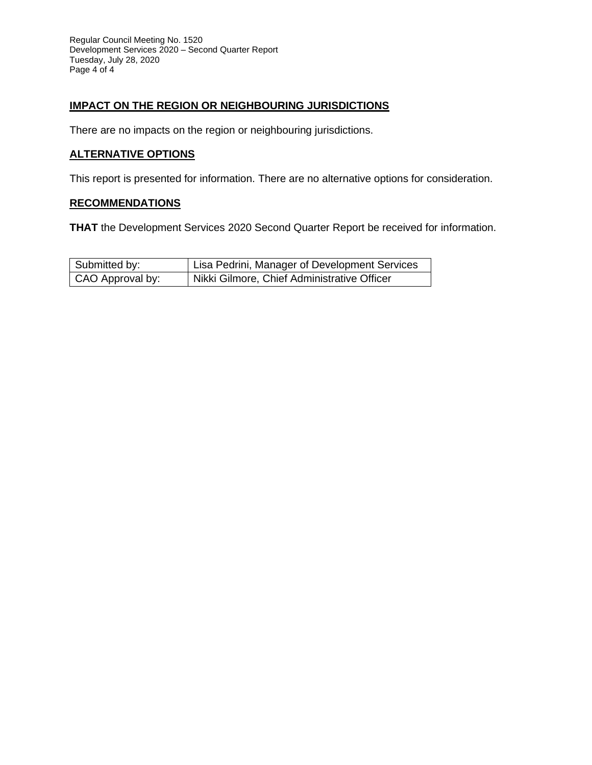## IMPACT ON THE REGION OR NEIGHBOURING JURISDICTIONS

There are no impacts on the region or neighbouring jurisdictions.

## ALTERNATIVE OPTIONS

This report is presented for information. There are no alternative options for consideration.

## RECOMMENDATIONS

**THAT** the Development Services 2020 Second Quarter Report be received for information.

| | |
|---|---|
| Submitted by: | Lisa Pedrini, Manager of Development Services |
| CAO Approval by: | Nikki Gilmore, Chief Administrative Officer |